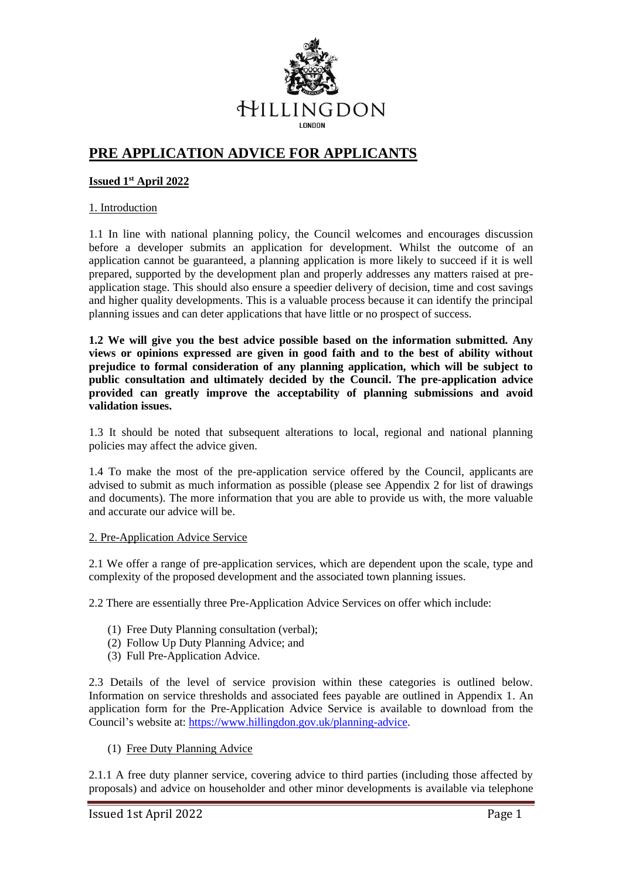HILLINGDON

LONDON

# PRE APPLICATION ADVICE FOR APPLICANTS

**Issued 1st April 2022**

## 1. Introduction

1.1 In line with national planning policy, the Council welcomes and encourages discussion before a developer submits an application for development. Whilst the outcome of an application cannot be guaranteed, a planning application is more likely to succeed if it is well prepared, supported by the development plan and properly addresses any matters raised at pre-application stage. This should also ensure a speedier delivery of decision, time and cost savings and higher quality developments. This is a valuable process because it can identify the principal planning issues and can deter applications that have little or no prospect of success.

**1.2 We will give you the best advice possible based on the information submitted. Any views or opinions expressed are given in good faith and to the best of ability without prejudice to formal consideration of any planning application, which will be subject to public consultation and ultimately decided by the Council. The pre-application advice provided can greatly improve the acceptability of planning submissions and avoid validation issues.**

1.3 It should be noted that subsequent alterations to local, regional and national planning policies may affect the advice given.

1.4 To make the most of the pre-application service offered by the Council, applicants are advised to submit as much information as possible (please see Appendix 2 for list of drawings and documents). The more information that you are able to provide us with, the more valuable and accurate our advice will be.

## 2. Pre-Application Advice Service

2.1 We offer a range of pre-application services, which are dependent upon the scale, type and complexity of the proposed development and the associated town planning issues.

2.2 There are essentially three Pre-Application Advice Services on offer which include:

(1) Free Duty Planning consultation (verbal);
(2) Follow Up Duty Planning Advice; and
(3) Full Pre-Application Advice.

2.3 Details of the level of service provision within these categories is outlined below. Information on service thresholds and associated fees payable are outlined in Appendix 1. An application form for the Pre-Application Advice Service is available to download from the Council's website at: https://www.hillingdon.gov.uk/planning-advice.

### (1) Free Duty Planning Advice

2.1.1 A free duty planner service, covering advice to third parties (including those affected by proposals) and advice on householder and other minor developments is available via telephone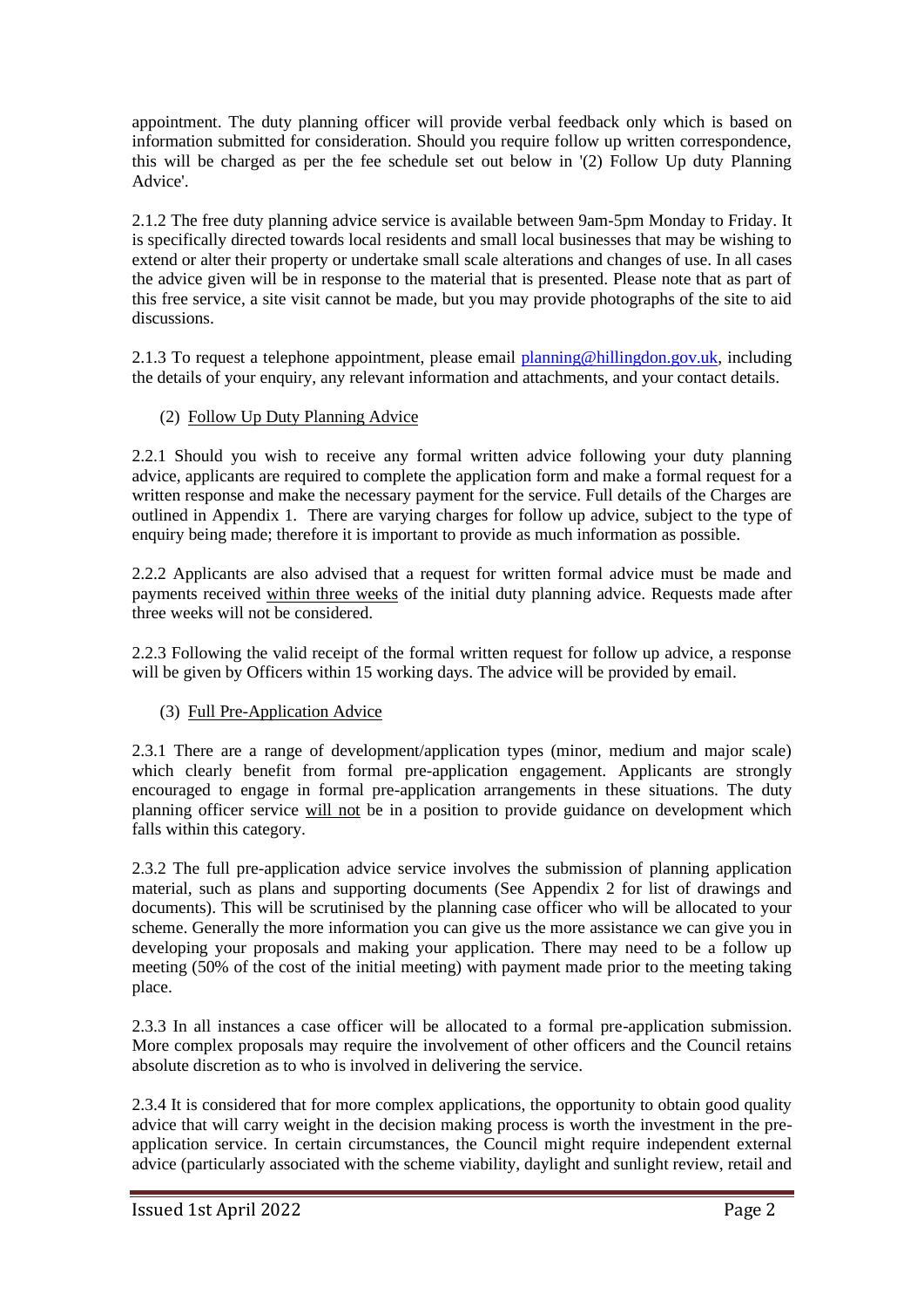appointment. The duty planning officer will provide verbal feedback only which is based on information submitted for consideration. Should you require follow up written correspondence, this will be charged as per the fee schedule set out below in '(2) Follow Up duty Planning Advice'.

2.1.2 The free duty planning advice service is available between 9am-5pm Monday to Friday. It is specifically directed towards local residents and small local businesses that may be wishing to extend or alter their property or undertake small scale alterations and changes of use. In all cases the advice given will be in response to the material that is presented. Please note that as part of this free service, a site visit cannot be made, but you may provide photographs of the site to aid discussions.

2.1.3 To request a telephone appointment, please email planning@hillingdon.gov.uk, including the details of your enquiry, any relevant information and attachments, and your contact details.

(2) Follow Up Duty Planning Advice

2.2.1 Should you wish to receive any formal written advice following your duty planning advice, applicants are required to complete the application form and make a formal request for a written response and make the necessary payment for the service. Full details of the Charges are outlined in Appendix 1. There are varying charges for follow up advice, subject to the type of enquiry being made; therefore it is important to provide as much information as possible.

2.2.2 Applicants are also advised that a request for written formal advice must be made and payments received within three weeks of the initial duty planning advice. Requests made after three weeks will not be considered.

2.2.3 Following the valid receipt of the formal written request for follow up advice, a response will be given by Officers within 15 working days. The advice will be provided by email.

(3) Full Pre-Application Advice

2.3.1 There are a range of development/application types (minor, medium and major scale) which clearly benefit from formal pre-application engagement. Applicants are strongly encouraged to engage in formal pre-application arrangements in these situations. The duty planning officer service will not be in a position to provide guidance on development which falls within this category.

2.3.2 The full pre-application advice service involves the submission of planning application material, such as plans and supporting documents (See Appendix 2 for list of drawings and documents). This will be scrutinised by the planning case officer who will be allocated to your scheme. Generally the more information you can give us the more assistance we can give you in developing your proposals and making your application. There may need to be a follow up meeting (50% of the cost of the initial meeting) with payment made prior to the meeting taking place.

2.3.3 In all instances a case officer will be allocated to a formal pre-application submission. More complex proposals may require the involvement of other officers and the Council retains absolute discretion as to who is involved in delivering the service.

2.3.4 It is considered that for more complex applications, the opportunity to obtain good quality advice that will carry weight in the decision making process is worth the investment in the pre-application service. In certain circumstances, the Council might require independent external advice (particularly associated with the scheme viability, daylight and sunlight review, retail and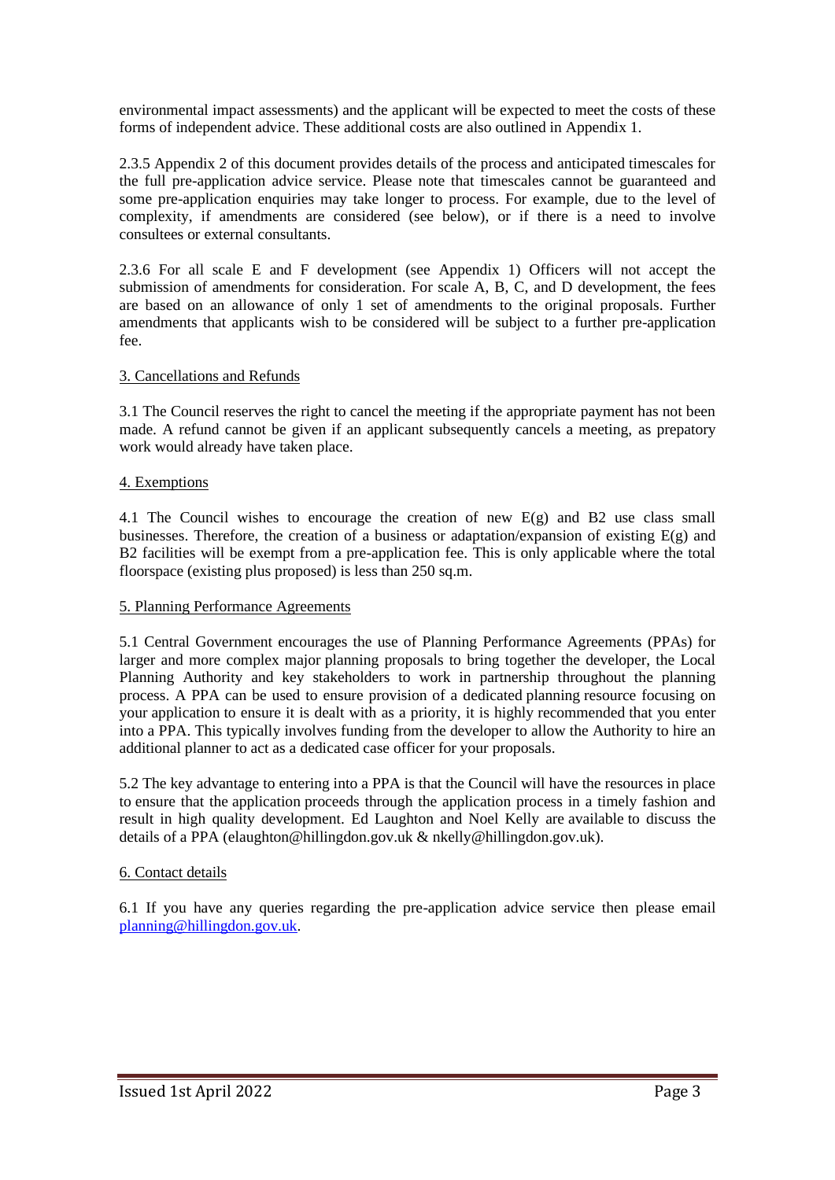environmental impact assessments) and the applicant will be expected to meet the costs of these forms of independent advice. These additional costs are also outlined in Appendix 1.

2.3.5 Appendix 2 of this document provides details of the process and anticipated timescales for the full pre-application advice service. Please note that timescales cannot be guaranteed and some pre-application enquiries may take longer to process. For example, due to the level of complexity, if amendments are considered (see below), or if there is a need to involve consultees or external consultants.

2.3.6 For all scale E and F development (see Appendix 1) Officers will not accept the submission of amendments for consideration. For scale A, B, C, and D development, the fees are based on an allowance of only 1 set of amendments to the original proposals. Further amendments that applicants wish to be considered will be subject to a further pre-application fee.

## 3. Cancellations and Refunds

3.1 The Council reserves the right to cancel the meeting if the appropriate payment has not been made. A refund cannot be given if an applicant subsequently cancels a meeting, as prepatory work would already have taken place.

## 4. Exemptions

4.1 The Council wishes to encourage the creation of new E(g) and B2 use class small businesses. Therefore, the creation of a business or adaptation/expansion of existing E(g) and B2 facilities will be exempt from a pre-application fee. This is only applicable where the total floorspace (existing plus proposed) is less than 250 sq.m.

## 5. Planning Performance Agreements

5.1 Central Government encourages the use of Planning Performance Agreements (PPAs) for larger and more complex major planning proposals to bring together the developer, the Local Planning Authority and key stakeholders to work in partnership throughout the planning process. A PPA can be used to ensure provision of a dedicated planning resource focusing on your application to ensure it is dealt with as a priority, it is highly recommended that you enter into a PPA. This typically involves funding from the developer to allow the Authority to hire an additional planner to act as a dedicated case officer for your proposals.

5.2 The key advantage to entering into a PPA is that the Council will have the resources in place to ensure that the application proceeds through the application process in a timely fashion and result in high quality development. Ed Laughton and Noel Kelly are available to discuss the details of a PPA (elaughton@hillingdon.gov.uk & nkelly@hillingdon.gov.uk).

## 6. Contact details

6.1 If you have any queries regarding the pre-application advice service then please email planning@hillingdon.gov.uk.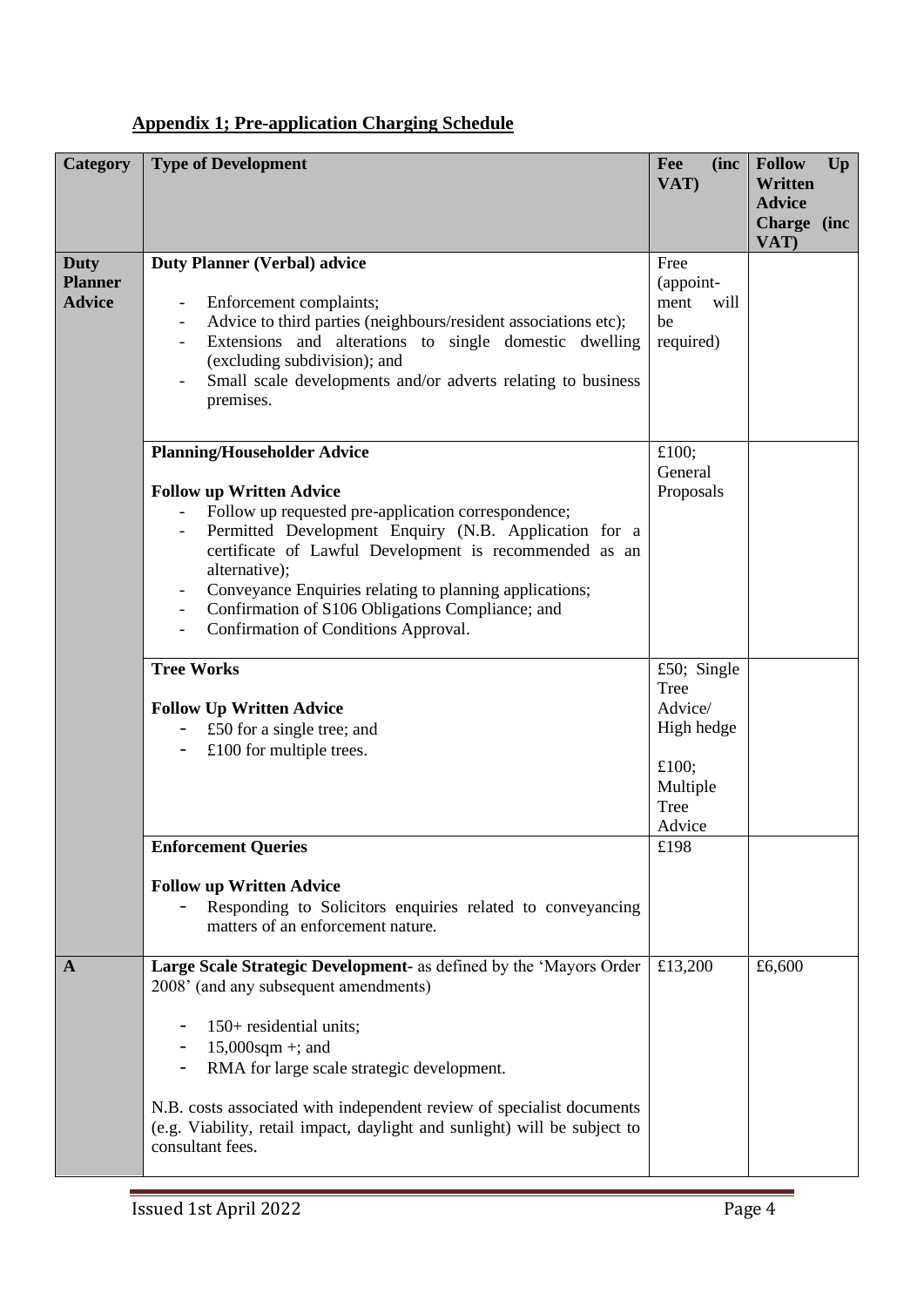## Appendix 1; Pre-application Charging Schedule

| Category | Type of Development | Fee (inc VAT) | Follow Up Written Advice Charge (inc VAT) |
|---|---|---|---|
| **Duty Planner Advice** | **Duty Planner (Verbal) advice**<br><br>- Enforcement complaints;<br>- Advice to third parties (neighbours/resident associations etc);<br>- Extensions and alterations to single domestic dwelling (excluding subdivision); and<br>- Small scale developments and/or adverts relating to business premises. | Free (appointment will be required) | |
| | **Planning/Householder Advice**<br><br>**Follow up Written Advice**<br>- Follow up requested pre-application correspondence;<br>- Permitted Development Enquiry (N.B. Application for a certificate of Lawful Development is recommended as an alternative);<br>- Conveyance Enquiries relating to planning applications;<br>- Confirmation of S106 Obligations Compliance; and<br>- Confirmation of Conditions Approval. | £100; General Proposals | |
| | **Tree Works**<br><br>**Follow Up Written Advice**<br>- £50 for a single tree; and<br>- £100 for multiple trees. | £50; Single Tree Advice/ High hedge<br><br>£100; Multiple Tree Advice | |
| | **Enforcement Queries**<br><br>**Follow up Written Advice**<br>- Responding to Solicitors enquiries related to conveyancing matters of an enforcement nature. | £198 | |
| **A** | **Large Scale Strategic Development**- as defined by the 'Mayors Order 2008' (and any subsequent amendments)<br><br>- 150+ residential units;<br>- 15,000sqm +; and<br>- RMA for large scale strategic development.<br><br>N.B. costs associated with independent review of specialist documents (e.g. Viability, retail impact, daylight and sunlight) will be subject to consultant fees. | £13,200 | £6,600 |

Issued 1st April 2022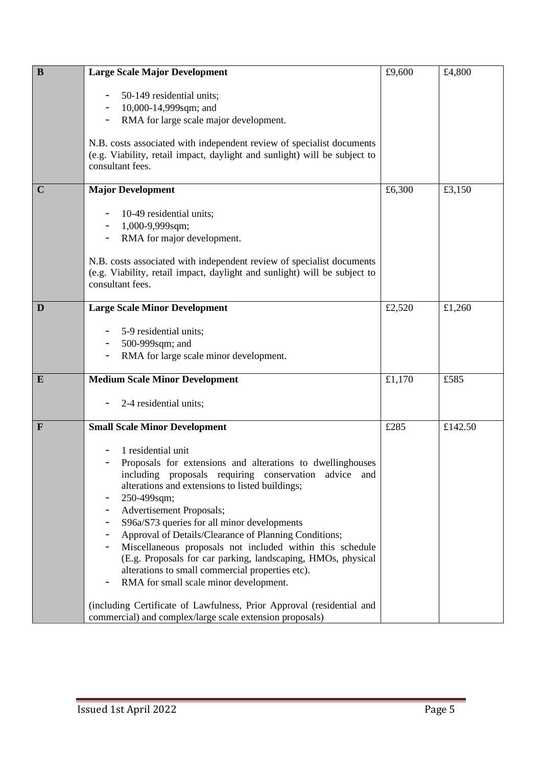| | | | |
|---|---|---|---|
| **B** | **Large Scale Major Development**<br><br>- 50-149 residential units;<br>- 10,000-14,999sqm; and<br>- RMA for large scale major development.<br><br>N.B. costs associated with independent review of specialist documents (e.g. Viability, retail impact, daylight and sunlight) will be subject to consultant fees. | £9,600 | £4,800 |
| **C** | **Major Development**<br><br>- 10-49 residential units;<br>- 1,000-9,999sqm;<br>- RMA for major development.<br><br>N.B. costs associated with independent review of specialist documents (e.g. Viability, retail impact, daylight and sunlight) will be subject to consultant fees. | £6,300 | £3,150 |
| **D** | **Large Scale Minor Development**<br><br>- 5-9 residential units;<br>- 500-999sqm; and<br>- RMA for large scale minor development. | £2,520 | £1,260 |
| **E** | **Medium Scale Minor Development**<br><br>- 2-4 residential units; | £1,170 | £585 |
| **F** | **Small Scale Minor Development**<br><br>- 1 residential unit<br>- Proposals for extensions and alterations to dwellinghouses including proposals requiring conservation advice and alterations and extensions to listed buildings;<br>- 250-499sqm;<br>- Advertisement Proposals;<br>- S96a/S73 queries for all minor developments<br>- Approval of Details/Clearance of Planning Conditions;<br>- Miscellaneous proposals not included within this schedule (E.g. Proposals for car parking, landscaping, HMOs, physical alterations to small commercial properties etc).<br>- RMA for small scale minor development.<br><br>(including Certificate of Lawfulness, Prior Approval (residential and commercial) and complex/large scale extension proposals) | £285 | £142.50 |

Issued 1st April 2022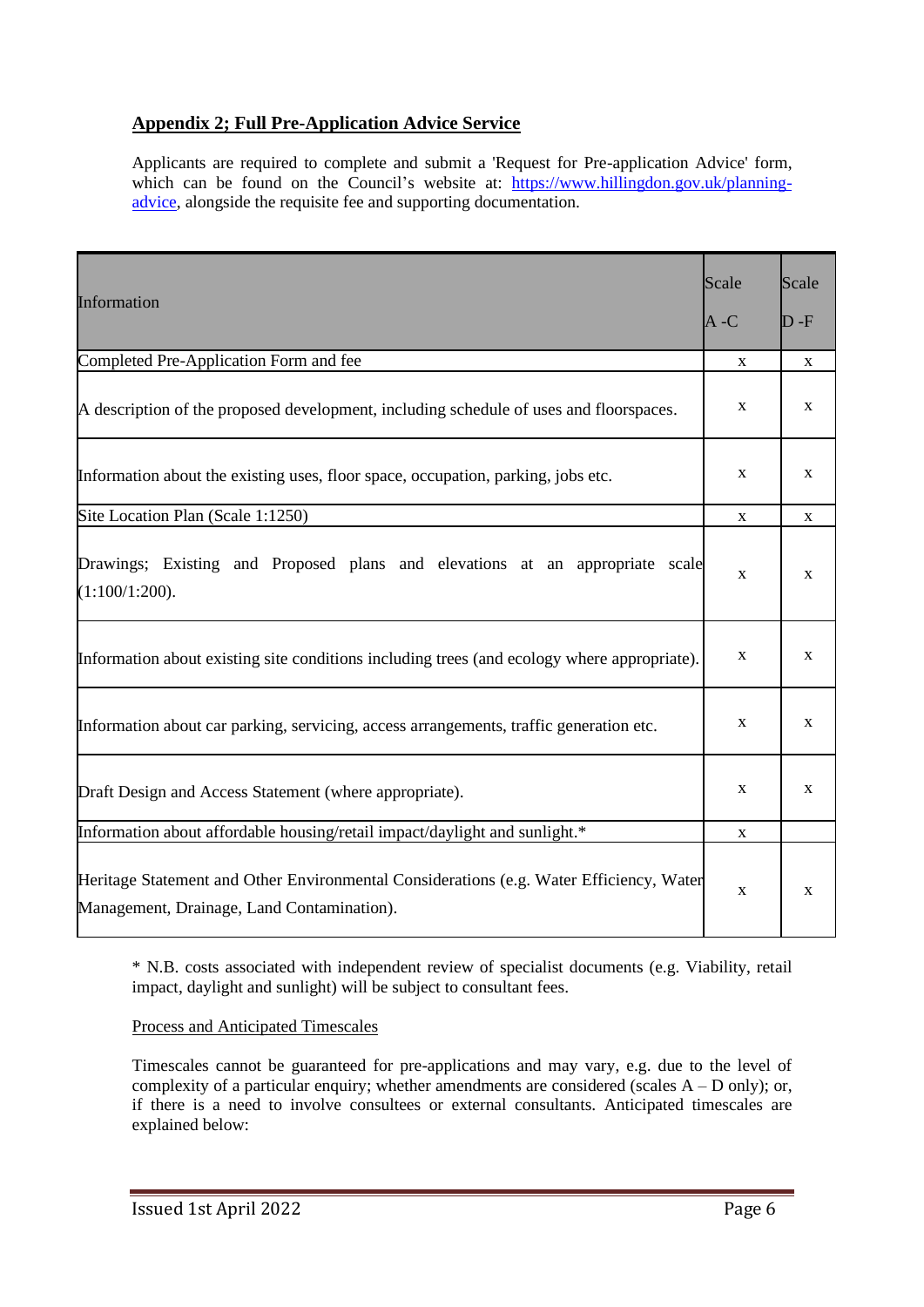## Appendix 2; Full Pre-Application Advice Service

Applicants are required to complete and submit a 'Request for Pre-application Advice' form, which can be found on the Council's website at: [https://www.hillingdon.gov.uk/planning-advice](https://www.hillingdon.gov.uk/planning-advice), alongside the requisite fee and supporting documentation.

| Information | Scale A -C | Scale D -F |
|---|---|---|
| Completed Pre-Application Form and fee | x | x |
| A description of the proposed development, including schedule of uses and floorspaces. | x | x |
| Information about the existing uses, floor space, occupation, parking, jobs etc. | x | x |
| Site Location Plan (Scale 1:1250) | x | x |
| Drawings; Existing and Proposed plans and elevations at an appropriate scale (1:100/1:200). | x | x |
| Information about existing site conditions including trees (and ecology where appropriate). | x | x |
| Information about car parking, servicing, access arrangements, traffic generation etc. | x | x |
| Draft Design and Access Statement (where appropriate). | x | x |
| Information about affordable housing/retail impact/daylight and sunlight.* | x | |
| Heritage Statement and Other Environmental Considerations (e.g. Water Efficiency, Water Management, Drainage, Land Contamination). | x | x |

* N.B. costs associated with independent review of specialist documents (e.g. Viability, retail impact, daylight and sunlight) will be subject to consultant fees.

Process and Anticipated Timescales

Timescales cannot be guaranteed for pre-applications and may vary, e.g. due to the level of complexity of a particular enquiry; whether amendments are considered (scales A – D only); or, if there is a need to involve consultees or external consultants. Anticipated timescales are explained below: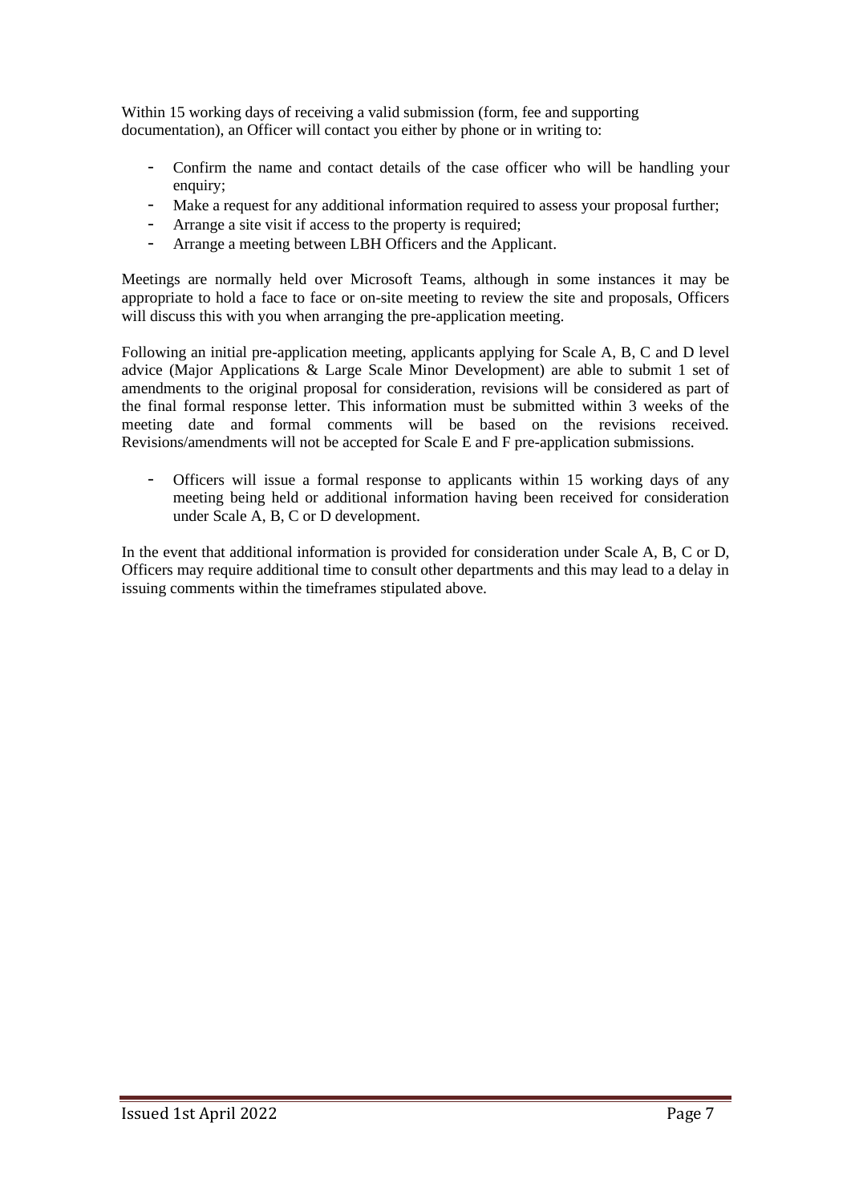Within 15 working days of receiving a valid submission (form, fee and supporting documentation), an Officer will contact you either by phone or in writing to:

- Confirm the name and contact details of the case officer who will be handling your enquiry;
- Make a request for any additional information required to assess your proposal further;
- Arrange a site visit if access to the property is required;
- Arrange a meeting between LBH Officers and the Applicant.

Meetings are normally held over Microsoft Teams, although in some instances it may be appropriate to hold a face to face or on-site meeting to review the site and proposals, Officers will discuss this with you when arranging the pre-application meeting.

Following an initial pre-application meeting, applicants applying for Scale A, B, C and D level advice (Major Applications & Large Scale Minor Development) are able to submit 1 set of amendments to the original proposal for consideration, revisions will be considered as part of the final formal response letter. This information must be submitted within 3 weeks of the meeting date and formal comments will be based on the revisions received. Revisions/amendments will not be accepted for Scale E and F pre-application submissions.

- Officers will issue a formal response to applicants within 15 working days of any meeting being held or additional information having been received for consideration under Scale A, B, C or D development.

In the event that additional information is provided for consideration under Scale A, B, C or D, Officers may require additional time to consult other departments and this may lead to a delay in issuing comments within the timeframes stipulated above.